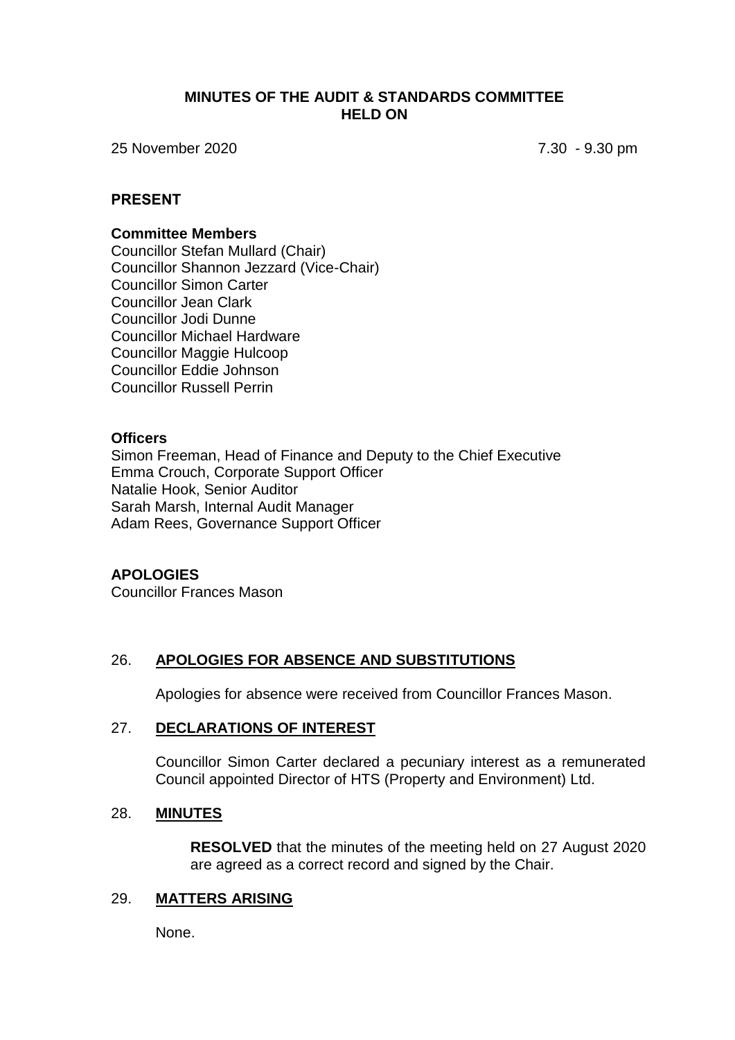# MINUTES OF THE AUDIT & STANDARDS COMMITTEE HELD ON

25 November 2020 7.30 - 9.30 pm

## PRESENT

**Committee Members**

Councillor Stefan Mullard (Chair)
Councillor Shannon Jezzard (Vice-Chair)
Councillor Simon Carter
Councillor Jean Clark
Councillor Jodi Dunne
Councillor Michael Hardware
Councillor Maggie Hulcoop
Councillor Eddie Johnson
Councillor Russell Perrin

**Officers**

Simon Freeman, Head of Finance and Deputy to the Chief Executive
Emma Crouch, Corporate Support Officer
Natalie Hook, Senior Auditor
Sarah Marsh, Internal Audit Manager
Adam Rees, Governance Support Officer

## APOLOGIES

Councillor Frances Mason

## 26. APOLOGIES FOR ABSENCE AND SUBSTITUTIONS

Apologies for absence were received from Councillor Frances Mason.

## 27. DECLARATIONS OF INTEREST

Councillor Simon Carter declared a pecuniary interest as a remunerated Council appointed Director of HTS (Property and Environment) Ltd.

## 28. MINUTES

**RESOLVED** that the minutes of the meeting held on 27 August 2020 are agreed as a correct record and signed by the Chair.

## 29. MATTERS ARISING

None.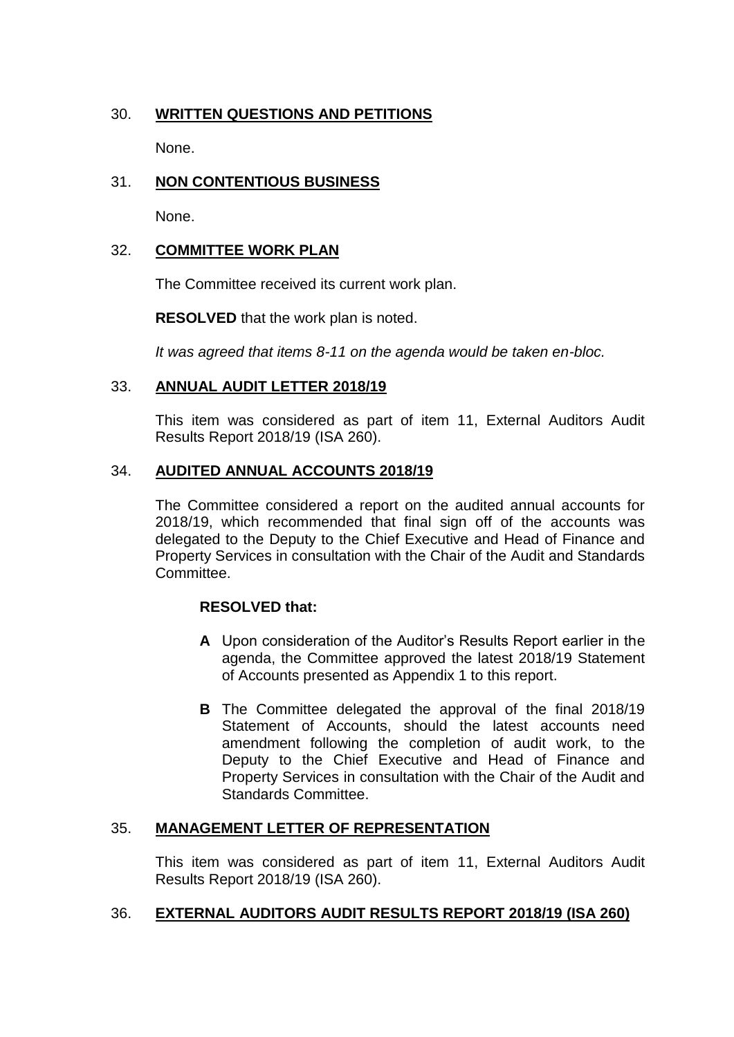## 30. **WRITTEN QUESTIONS AND PETITIONS**

None.

## 31. **NON CONTENTIOUS BUSINESS**

None.

## 32. **COMMITTEE WORK PLAN**

The Committee received its current work plan.

**RESOLVED** that the work plan is noted.

*It was agreed that items 8-11 on the agenda would be taken en-bloc.*

## 33. **ANNUAL AUDIT LETTER 2018/19**

This item was considered as part of item 11, External Auditors Audit Results Report 2018/19 (ISA 260).

## 34. **AUDITED ANNUAL ACCOUNTS 2018/19**

The Committee considered a report on the audited annual accounts for 2018/19, which recommended that final sign off of the accounts was delegated to the Deputy to the Chief Executive and Head of Finance and Property Services in consultation with the Chair of the Audit and Standards Committee.

**RESOLVED that:**

- **A** Upon consideration of the Auditor's Results Report earlier in the agenda, the Committee approved the latest 2018/19 Statement of Accounts presented as Appendix 1 to this report.

- **B** The Committee delegated the approval of the final 2018/19 Statement of Accounts, should the latest accounts need amendment following the completion of audit work, to the Deputy to the Chief Executive and Head of Finance and Property Services in consultation with the Chair of the Audit and Standards Committee.

## 35. **MANAGEMENT LETTER OF REPRESENTATION**

This item was considered as part of item 11, External Auditors Audit Results Report 2018/19 (ISA 260).

## 36. **EXTERNAL AUDITORS AUDIT RESULTS REPORT 2018/19 (ISA 260)**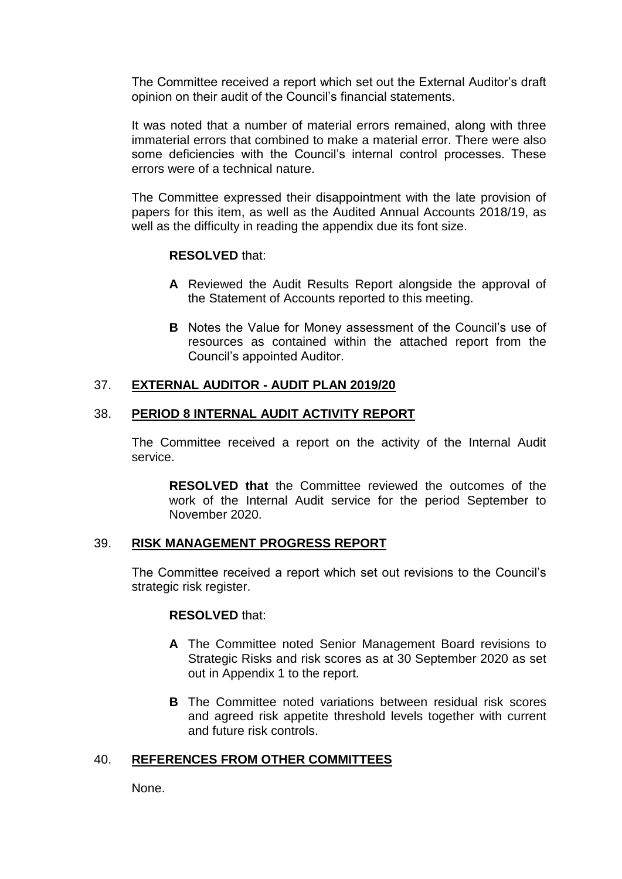The Committee received a report which set out the External Auditor's draft opinion on their audit of the Council's financial statements.

It was noted that a number of material errors remained, along with three immaterial errors that combined to make a material error. There were also some deficiencies with the Council's internal control processes. These errors were of a technical nature.

The Committee expressed their disappointment with the late provision of papers for this item, as well as the Audited Annual Accounts 2018/19, as well as the difficulty in reading the appendix due its font size.

**RESOLVED** that:

- **A** Reviewed the Audit Results Report alongside the approval of the Statement of Accounts reported to this meeting.
- **B** Notes the Value for Money assessment of the Council's use of resources as contained within the attached report from the Council's appointed Auditor.

## 37. **EXTERNAL AUDITOR - AUDIT PLAN 2019/20**

## 38. **PERIOD 8 INTERNAL AUDIT ACTIVITY REPORT**

The Committee received a report on the activity of the Internal Audit service.

**RESOLVED that** the Committee reviewed the outcomes of the work of the Internal Audit service for the period September to November 2020.

## 39. **RISK MANAGEMENT PROGRESS REPORT**

The Committee received a report which set out revisions to the Council's strategic risk register.

**RESOLVED** that:

- **A** The Committee noted Senior Management Board revisions to Strategic Risks and risk scores as at 30 September 2020 as set out in Appendix 1 to the report.
- **B** The Committee noted variations between residual risk scores and agreed risk appetite threshold levels together with current and future risk controls.

## 40. **REFERENCES FROM OTHER COMMITTEES**

None.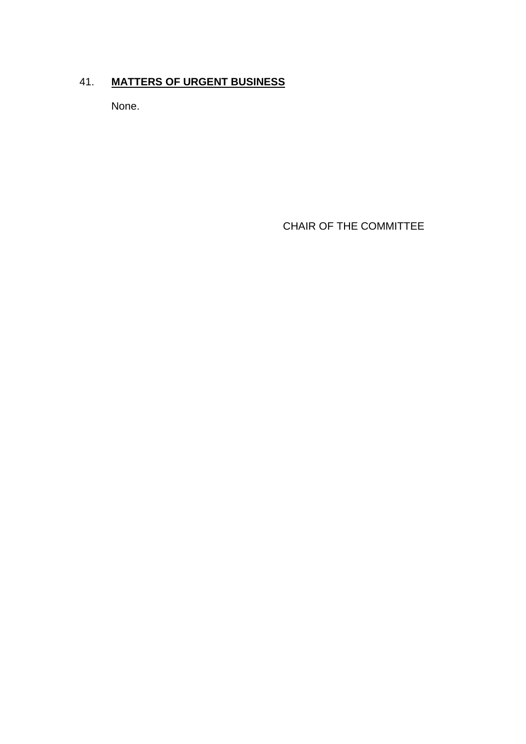41. **MATTERS OF URGENT BUSINESS**

None.

CHAIR OF THE COMMITTEE